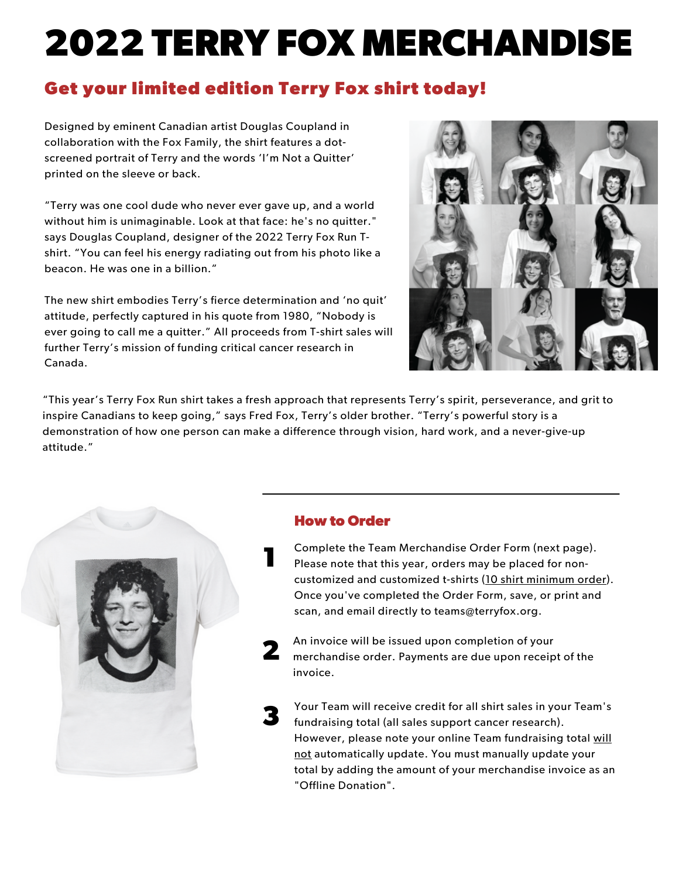# 2022 TERRY FOX MERCHANDISE

## Get your limited edition Terry Fox shirt today!

Designed by eminent Canadian artist Douglas Coupland in collaboration with the Fox Family, the shirt features a dot-screened portrait of Terry and the words 'I'm Not a Quitter' printed on the sleeve or back.

"Terry was one cool dude who never ever gave up, and a world without him is unimaginable. Look at that face: he's no quitter." says Douglas Coupland, designer of the 2022 Terry Fox Run T-shirt. "You can feel his energy radiating out from his photo like a beacon. He was one in a billion."

The new shirt embodies Terry's fierce determination and 'no quit' attitude, perfectly captured in his quote from 1980, "Nobody is ever going to call me a quitter." All proceeds from T-shirt sales will further Terry's mission of funding critical cancer research in Canada.

"This year's Terry Fox Run shirt takes a fresh approach that represents Terry's spirit, perseverance, and grit to inspire Canadians to keep going," says Fred Fox, Terry's older brother. "Terry's powerful story is a demonstration of how one person can make a difference through vision, hard work, and a never-give-up attitude."

### How to Order

1. Complete the Team Merchandise Order Form (next page). Please note that this year, orders may be placed for non-customized and customized t-shirts (10 shirt minimum order). Once you've completed the Order Form, save, or print and scan, and email directly to teams@terryfox.org.

2. An invoice will be issued upon completion of your merchandise order. Payments are due upon receipt of the invoice.

3. Your Team will receive credit for all shirt sales in your Team's fundraising total (all sales support cancer research). However, please note your online Team fundraising total will not automatically update. You must manually update your total by adding the amount of your merchandise invoice as an "Offline Donation".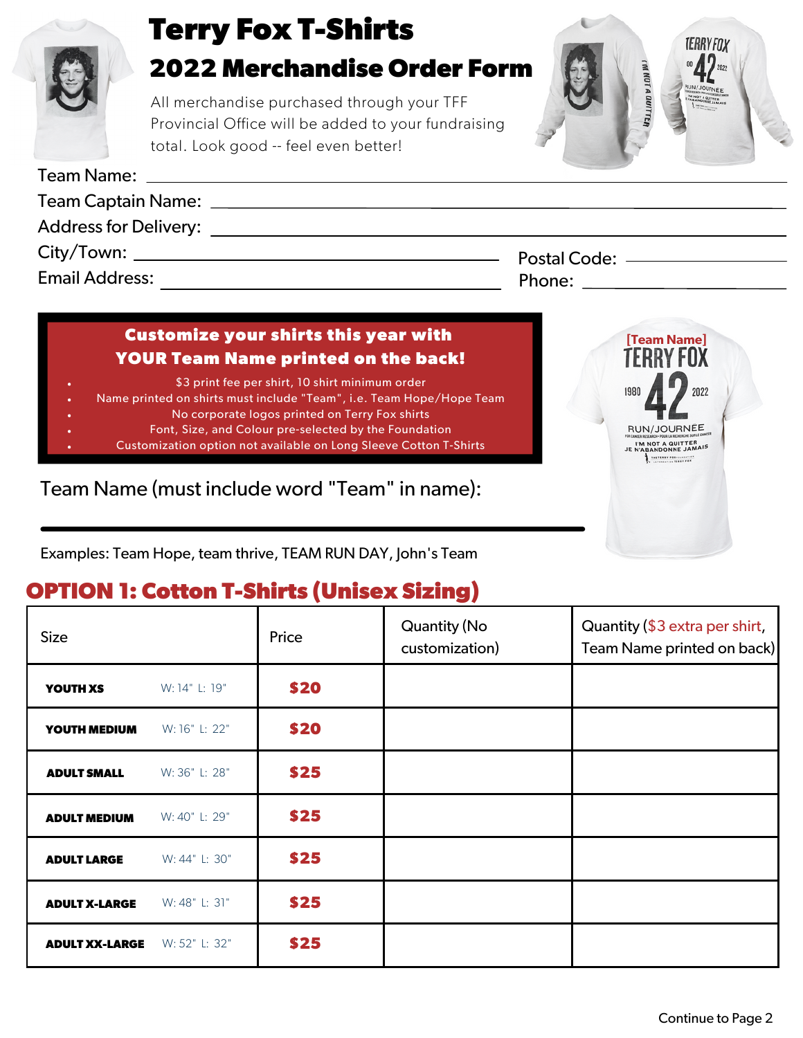# Terry Fox T-Shirts

## 2022 Merchandise Order Form

All merchandise purchased through your TFF Provincial Office will be added to your fundraising total. Look good -- feel even better!

Team Name: ______________________________

Team Captain Name: ______________________________

Address for Delivery: ______________________________

City/Town: ______________________________ Postal Code: ______________

Email Address: ______________________________ Phone: ______________

**Customize your shirts this year with YOUR Team Name printed on the back!**

- $3 print fee per shirt, 10 shirt minimum order
- Name printed on shirts must include "Team", i.e. Team Hope/Hope Team
- No corporate logos printed on Terry Fox shirts
- Font, Size, and Colour pre-selected by the Foundation
- Customization option not available on Long Sleeve Cotton T-Shirts

Team Name (must include word "Team" in name):

______________________________

Examples: Team Hope, team thrive, TEAM RUN DAY, John's Team

## OPTION 1: Cotton T-Shirts (Unisex Sizing)

| Size | | Price | Quantity (No customization) | Quantity ($3 extra per shirt, Team Name printed on back) |
|---|---|---|---|---|
| **YOUTH XS** | W: 14" L: 19" | **$20** | | |
| **YOUTH MEDIUM** | W: 16" L: 22" | **$20** | | |
| **ADULT SMALL** | W: 36" L: 28" | **$25** | | |
| **ADULT MEDIUM** | W: 40" L: 29" | **$25** | | |
| **ADULT LARGE** | W: 44" L: 30" | **$25** | | |
| **ADULT X-LARGE** | W: 48" L: 31" | **$25** | | |
| **ADULT XX-LARGE** | W: 52" L: 32" | **$25** | | |

Continue to Page 2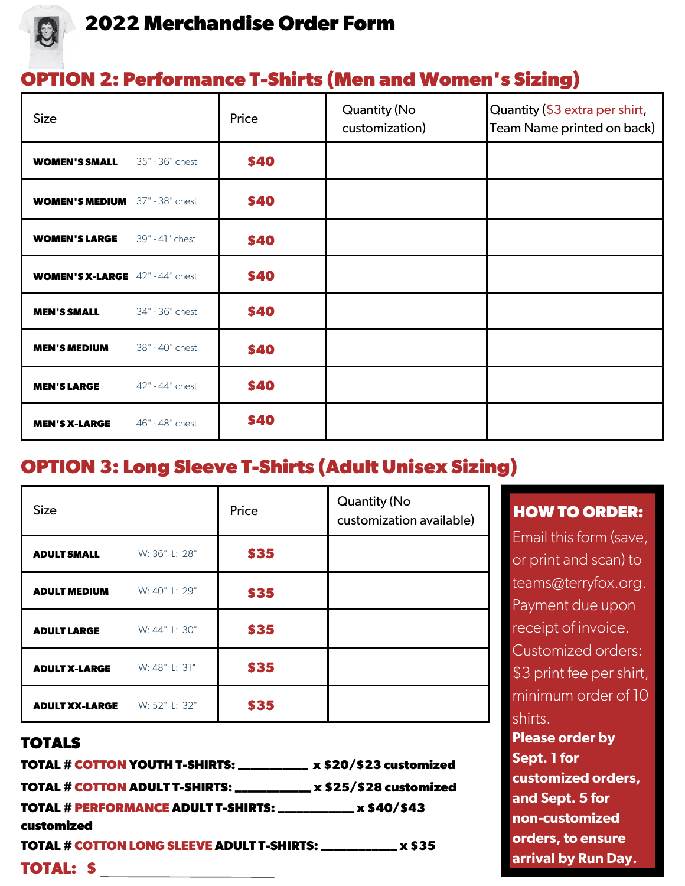# 2022 Merchandise Order Form

## OPTION 2: Performance T-Shirts (Men and Women's Sizing)

| Size | Price | Quantity (No customization) | Quantity ($3 extra per shirt, Team Name printed on back) |
|---|---|---|---|
| **WOMEN'S SMALL** 35" - 36" chest | **$40** | | |
| **WOMEN'S MEDIUM** 37" - 38" chest | **$40** | | |
| **WOMEN'S LARGE** 39" - 41" chest | **$40** | | |
| **WOMEN'S X-LARGE** 42" - 44" chest | **$40** | | |
| **MEN'S SMALL** 34" - 36" chest | **$40** | | |
| **MEN'S MEDIUM** 38" - 40" chest | **$40** | | |
| **MEN'S LARGE** 42" - 44" chest | **$40** | | |
| **MEN'S X-LARGE** 46" - 48" chest | **$40** | | |

## OPTION 3: Long Sleeve T-Shirts (Adult Unisex Sizing)

| Size | Price | Quantity (No customization available) |
|---|---|---|
| **ADULT SMALL** W: 36" L: 28" | **$35** | |
| **ADULT MEDIUM** W: 40" L: 29" | **$35** | |
| **ADULT LARGE** W: 44" L: 30" | **$35** | |
| **ADULT X-LARGE** W: 48" L: 31" | **$35** | |
| **ADULT XX-LARGE** W: 52" L: 32" | **$35** | |

**HOW TO ORDER:**

Email this form (save, or print and scan) to teams@terryfox.org. Payment due upon receipt of invoice. Customized orders: $3 print fee per shirt, minimum order of 10 shirts.

**Please order by Sept. 1 for customized orders, and Sept. 5 for non-customized orders, to ensure arrival by Run Day.**

## TOTALS

**TOTAL # COTTON YOUTH T-SHIRTS: ________ x $20/$23 customized**

**TOTAL # COTTON ADULT T-SHIRTS: ________ x $25/$28 customized**

**TOTAL # PERFORMANCE ADULT T-SHIRTS: ________ x $40/$43 customized**

**TOTAL # COTTON LONG SLEEVE ADULT T-SHIRTS: ________ x $35**

**TOTAL: $ ____________________**